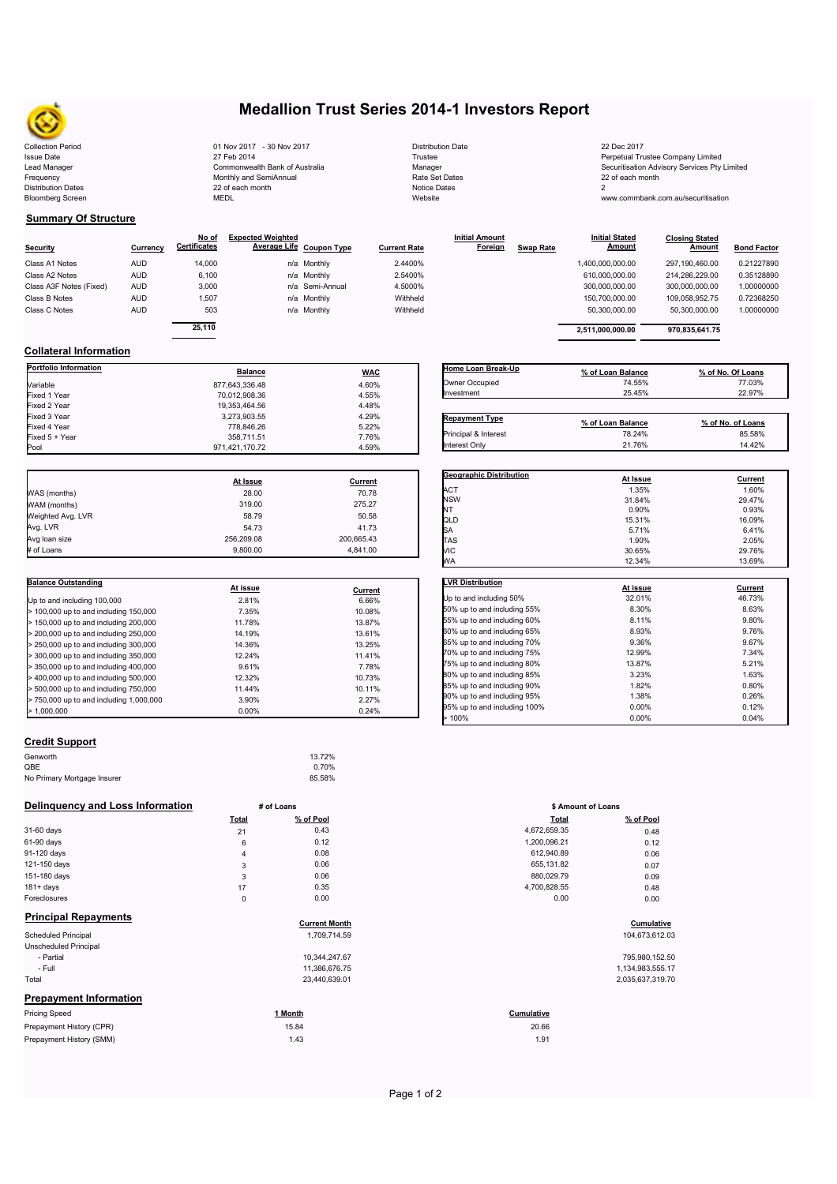# Medallion Trust Series 2014-1 Investors Report

| | | | |
|---|---|---|---|
| Collection Period | 01 Nov 2017 - 30 Nov 2017 | Distribution Date | 22 Dec 2017 |
| Issue Date | 27 Feb 2014 | Trustee | Perpetual Trustee Company Limited |
| Lead Manager | Commonwealth Bank of Australia | Manager | Securitisation Advisory Services Pty Limited |
| Frequency | Monthly and SemiAnnual | Rate Set Dates | 22 of each month |
| Distribution Dates | 22 of each month | Notice Dates | 2 |
| Bloomberg Screen | MEDL | Website | www.commbank.com.au/securitisation |

## Summary Of Structure

| Security | Currency | No of Certificates | Expected Weighted Average Life | Coupon Type | Current Rate | Initial Amount Foreign | Swap Rate | Initial Stated Amount | Closing Stated Amount | Bond Factor |
|---|---|---|---|---|---|---|---|---|---|---|
| Class A1 Notes | AUD | 14,000 | n/a | Monthly | 2.4400% | | | 1,400,000,000.00 | 297,190,460.00 | 0.21227890 |
| Class A2 Notes | AUD | 6,100 | n/a | Monthly | 2.5400% | | | 610,000,000.00 | 214,286,229.00 | 0.35128890 |
| Class A3F Notes (Fixed) | AUD | 3,000 | n/a | Semi-Annual | 4.5000% | | | 300,000,000.00 | 300,000,000.00 | 1.00000000 |
| Class B Notes | AUD | 1,507 | n/a | Monthly | Withheld | | | 150,700,000.00 | 109,058,952.75 | 0.72368250 |
| Class C Notes | AUD | 503 | n/a | Monthly | Withheld | | | 50,300,000.00 | 50,300,000.00 | 1.00000000 |
| | | 25,110 | | | | | | 2,511,000,000.00 | 970,835,641.75 | |

## Collateral Information

| Portfolio Information | Balance | WAC |
|---|---|---|
| Variable | 877,643,336.48 | 4.60% |
| Fixed 1 Year | 70,012,908.36 | 4.55% |
| Fixed 2 Year | 19,353,464.56 | 4.48% |
| Fixed 3 Year | 3,273,903.55 | 4.29% |
| Fixed 4 Year | 778,846.26 | 5.22% |
| Fixed 5 + Year | 358,711.51 | 7.76% |
| Pool | 971,421,170.72 | 4.59% |

| Home Loan Break-Up | % of Loan Balance | % of No. Of Loans |
|---|---|---|
| Owner Occupied | 74.55% | 77.03% |
| Investment | 25.45% | 22.97% |

| Repayment Type | % of Loan Balance | % of No. of Loans |
|---|---|---|
| Principal & Interest | 78.24% | 85.58% |
| Interest Only | 21.76% | 14.42% |

| | At Issue | Current |
|---|---|---|
| WAS (months) | 28.00 | 70.78 |
| WAM (months) | 319.00 | 275.27 |
| Weighted Avg. LVR | 58.79 | 50.58 |
| Avg. LVR | 54.73 | 41.73 |
| Avg loan size | 256,209.08 | 200,665.43 |
| # of Loans | 9,800.00 | 4,841.00 |

| Geographic Distribution | At Issue | Current |
|---|---|---|
| ACT | 1.35% | 1.60% |
| NSW | 31.84% | 29.47% |
| NT | 0.90% | 0.93% |
| QLD | 15.31% | 16.09% |
| SA | 5.71% | 6.41% |
| TAS | 1.90% | 2.05% |
| VIC | 30.65% | 29.76% |
| WA | 12.34% | 13.69% |

| Balance Outstanding | At issue | Current |
|---|---|---|
| Up to and including 100,000 | 2.81% | 6.66% |
| > 100,000 up to and including 150,000 | 7.35% | 10.08% |
| > 150,000 up to and including 200,000 | 11.78% | 13.87% |
| > 200,000 up to and including 250,000 | 14.19% | 13.61% |
| > 250,000 up to and including 300,000 | 14.36% | 13.25% |
| > 300,000 up to and including 350,000 | 12.24% | 11.41% |
| > 350,000 up to and including 400,000 | 9.61% | 7.78% |
| > 400,000 up to and including 500,000 | 12.32% | 10.73% |
| > 500,000 up to and including 750,000 | 11.44% | 10.11% |
| > 750,000 up to and including 1,000,000 | 3.90% | 2.27% |
| > 1,000,000 | 0.00% | 0.24% |

| LVR Distribution | At issue | Current |
|---|---|---|
| Up to and including 50% | 32.01% | 46.73% |
| 50% up to and including 55% | 8.30% | 8.63% |
| 55% up to and including 60% | 8.11% | 9.80% |
| 60% up to and including 65% | 8.93% | 9.76% |
| 65% up to and including 70% | 9.36% | 9.67% |
| 70% up to and including 75% | 12.99% | 7.34% |
| 75% up to and including 80% | 13.87% | 5.21% |
| 80% up to and including 85% | 3.23% | 1.63% |
| 85% up to and including 90% | 1.82% | 0.80% |
| 90% up to and including 95% | 1.38% | 0.26% |
| 95% up to and including 100% | 0.00% | 0.12% |
| > 100% | 0.00% | 0.04% |

## Credit Support

| | |
|---|---|
| Genworth | 13.72% |
| QBE | 0.70% |
| No Primary Mortgage Insurer | 85.58% |

## Delinquency and Loss Information

| | # of Loans Total | # of Loans % of Pool | $ Amount of Loans Total | $ Amount of Loans % of Pool |
|---|---|---|---|---|
| 31-60 days | 21 | 0.43 | 4,672,659.35 | 0.48 |
| 61-90 days | 6 | 0.12 | 1,200,096.21 | 0.12 |
| 91-120 days | 4 | 0.08 | 612,940.89 | 0.06 |
| 121-150 days | 3 | 0.06 | 655,131.82 | 0.07 |
| 151-180 days | 3 | 0.06 | 880,029.79 | 0.09 |
| 181+ days | 17 | 0.35 | 4,700,828.55 | 0.48 |
| Foreclosures | 0 | 0.00 | 0.00 | 0.00 |

## Principal Repayments

| | Current Month | Cumulative |
|---|---|---|
| Scheduled Principal | 1,709,714.59 | 104,673,612.03 |
| Unscheduled Principal | | |
| - Partial | 10,344,247.67 | 795,980,152.50 |
| - Full | 11,386,676.75 | 1,134,983,555.17 |
| Total | 23,440,639.01 | 2,035,637,319.70 |

## Prepayment Information

| Pricing Speed | 1 Month | Cumulative |
|---|---|---|
| Prepayment History (CPR) | 15.84 | 20.66 |
| Prepayment History (SMM) | 1.43 | 1.91 |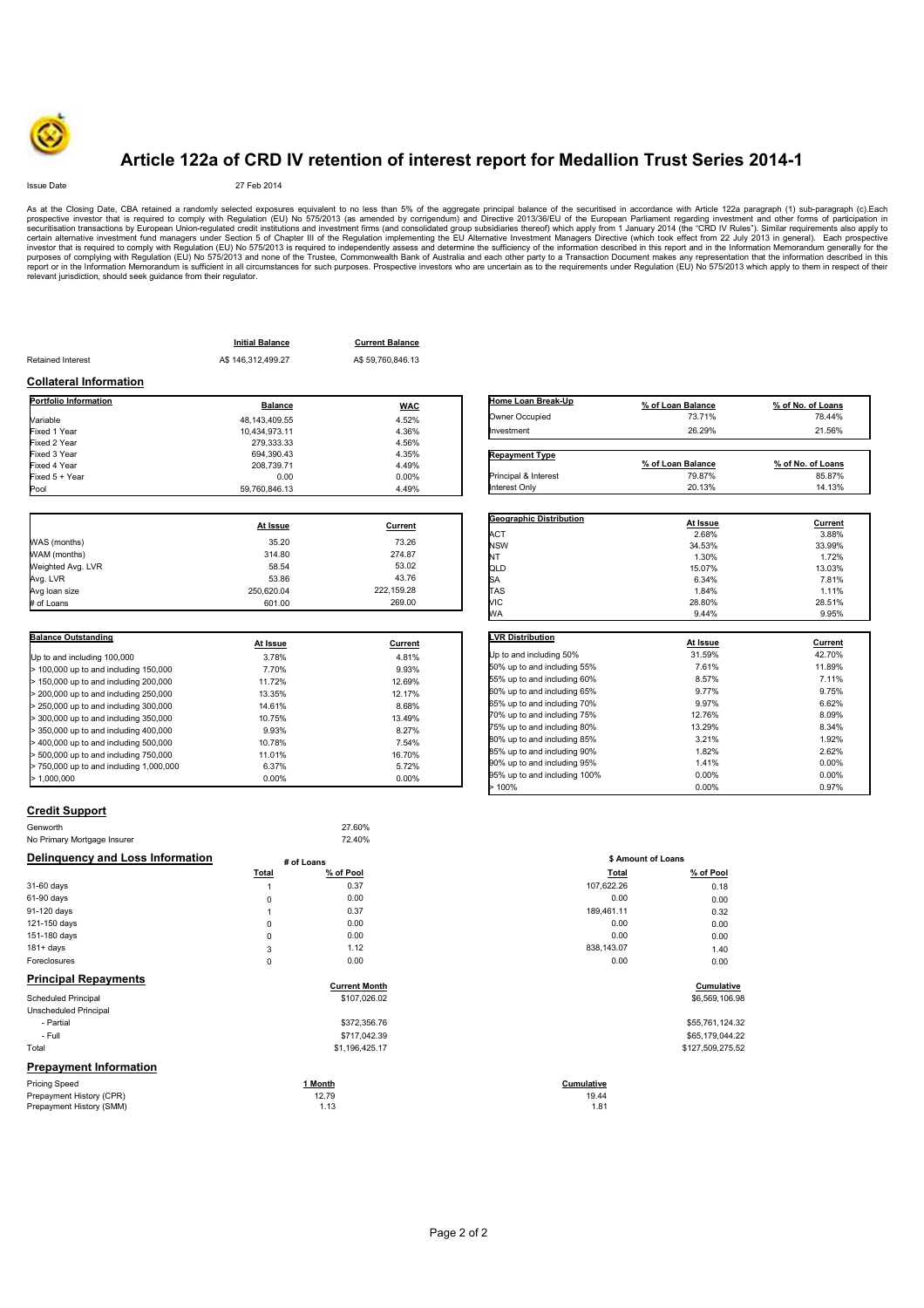# Article 122a of CRD IV retention of interest report for Medallion Trust Series 2014-1

Issue Date 27 Feb 2014

As at the Closing Date, CBA retained a randomly selected exposures equivalent to no less than 5% of the aggregate principal balance of the securitised in accordance with Article 122a paragraph (1) sub-paragraph (c).Each prospective investor that is required to comply with Regulation (EU) No 575/2013 (as amended by corrigendum) and Directive 2013/36/EU of the European Parliament regarding investment and other forms of participation in securitisation transactions by European Union-regulated credit institutions and investment firms (and consolidated group subsidiaries thereof) which apply from 1 January 2014 (the "CRD IV Rules"). Similar requirements also apply to certain alternative investment fund managers under Section 5 of Chapter III of the Regulation implementing the EU Alternative Investment Managers Directive (which took effect from 22 July 2013 in general). Each prospective investor that is required to comply with Regulation (EU) No 575/2013 is required to independently assess and determine the sufficiency of the information described in this report and in the Information Memorandum generally for the purposes of complying with Regulation (EU) No 575/2013 and none of the Trustee, Commonwealth Bank of Australia and each other party to a Transaction Document makes any representation that the information described in this report or in the Information Memorandum is sufficient in all circumstances for such purposes. Prospective investors who are uncertain as to the requirements under Regulation (EU) No 575/2013 which apply to them in respect of their relevant jurisdiction, should seek guidance from their regulator.

| | Initial Balance | Current Balance |
|---|---|---|
| Retained Interest | A$ 146,312,499.27 | A$ 59,760,846.13 |

## Collateral Information

| Portfolio Information | Balance | WAC |
|---|---|---|
| Variable | 48,143,409.55 | 4.52% |
| Fixed 1 Year | 10,434,973.11 | 4.36% |
| Fixed 2 Year | 279,333.33 | 4.56% |
| Fixed 3 Year | 694,390.43 | 4.35% |
| Fixed 4 Year | 208,739.71 | 4.49% |
| Fixed 5 + Year | 0.00 | 0.00% |
| Pool | 59,760,846.13 | 4.49% |

| Home Loan Break-Up | % of Loan Balance | % of No. of Loans |
|---|---|---|
| Owner Occupied | 73.71% | 78.44% |
| Investment | 26.29% | 21.56% |

| Repayment Type | % of Loan Balance | % of No. of Loans |
|---|---|---|
| Principal & Interest | 79.87% | 85.87% |
| Interest Only | 20.13% | 14.13% |

| | At Issue | Current |
|---|---|---|
| WAS (months) | 35.20 | 73.26 |
| WAM (months) | 314.80 | 274.87 |
| Weighted Avg. LVR | 58.54 | 53.02 |
| Avg. LVR | 53.86 | 43.76 |
| Avg loan size | 250,620.04 | 222,159.28 |
| # of Loans | 601.00 | 269.00 |

| Geographic Distribution | At Issue | Current |
|---|---|---|
| ACT | 2.68% | 3.88% |
| NSW | 34.53% | 33.99% |
| NT | 1.30% | 1.72% |
| QLD | 15.07% | 13.03% |
| SA | 6.34% | 7.81% |
| TAS | 1.84% | 1.11% |
| VIC | 28.80% | 28.51% |
| WA | 9.44% | 9.95% |

| Balance Outstanding | At Issue | Current |
|---|---|---|
| Up to and including 100,000 | 3.78% | 4.81% |
| > 100,000 up to and including 150,000 | 7.70% | 9.93% |
| > 150,000 up to and including 200,000 | 11.72% | 12.69% |
| > 200,000 up to and including 250,000 | 13.35% | 12.17% |
| > 250,000 up to and including 300,000 | 14.61% | 8.68% |
| > 300,000 up to and including 350,000 | 10.75% | 13.49% |
| > 350,000 up to and including 400,000 | 9.93% | 8.27% |
| > 400,000 up to and including 500,000 | 10.78% | 7.54% |
| > 500,000 up to and including 750,000 | 11.01% | 16.70% |
| > 750,000 up to and including 1,000,000 | 6.37% | 5.72% |
| > 1,000,000 | 0.00% | 0.00% |

| LVR Distribution | At Issue | Current |
|---|---|---|
| Up to and including 50% | 31.59% | 42.70% |
| 50% up to and including 55% | 7.61% | 11.89% |
| 55% up to and including 60% | 8.57% | 7.11% |
| 60% up to and including 65% | 9.77% | 9.75% |
| 65% up to and including 70% | 9.97% | 6.62% |
| 70% up to and including 75% | 12.76% | 8.09% |
| 75% up to and including 80% | 13.29% | 8.34% |
| 80% up to and including 85% | 3.21% | 1.92% |
| 85% up to and including 90% | 1.82% | 2.62% |
| 90% up to and including 95% | 1.41% | 0.00% |
| 95% up to and including 100% | 0.00% | 0.00% |
| > 100% | 0.00% | 0.97% |

## Credit Support

| | |
|---|---|
| Genworth | 27.60% |
| No Primary Mortgage Insurer | 72.40% |

## Delinquency and Loss Information

| | # of Loans | | $ Amount of Loans | |
|---|---|---|---|---|
| | Total | % of Pool | Total | % of Pool |
| 31-60 days | 1 | 0.37 | 107,622.26 | 0.18 |
| 61-90 days | 0 | 0.00 | 0.00 | 0.00 |
| 91-120 days | 1 | 0.37 | 189,461.11 | 0.32 |
| 121-150 days | 0 | 0.00 | 0.00 | 0.00 |
| 151-180 days | 0 | 0.00 | 0.00 | 0.00 |
| 181+ days | 3 | 1.12 | 838,143.07 | 1.40 |
| Foreclosures | 0 | 0.00 | 0.00 | 0.00 |

## Principal Repayments

| | Current Month | Cumulative |
|---|---|---|
| Scheduled Principal | $107,026.02 | $6,569,106.98 |
| Unscheduled Principal | | |
| - Partial | $372,356.76 | $55,761,124.32 |
| - Full | $717,042.39 | $65,179,044.22 |
| Total | $1,196,425.17 | $127,509,275.52 |

## Prepayment Information

| Pricing Speed | 1 Month | Cumulative |
|---|---|---|
| Prepayment History (CPR) | 12.79 | 19.44 |
| Prepayment History (SMM) | 1.13 | 1.81 |